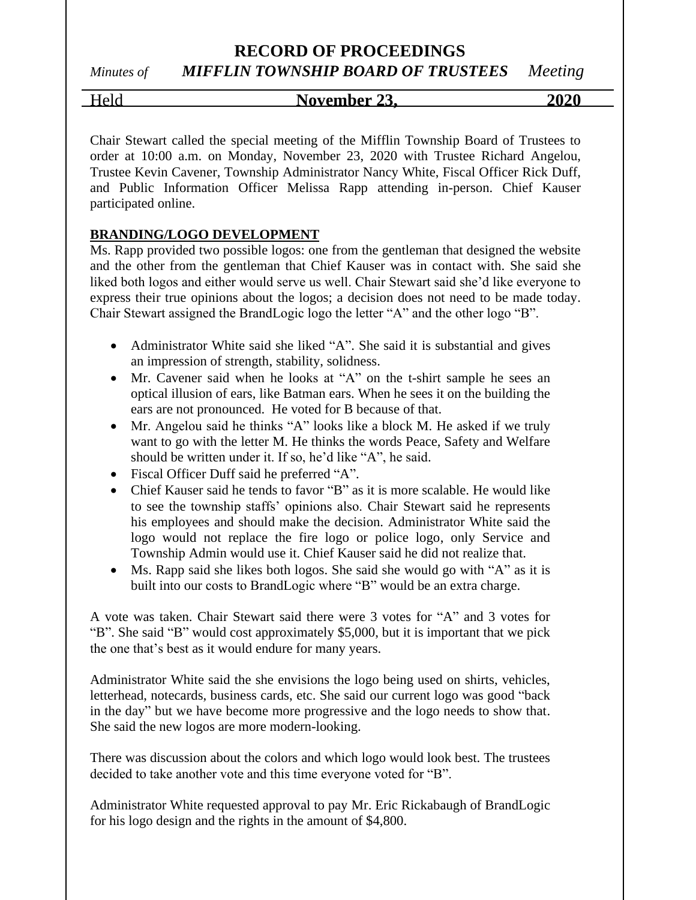# RECORD OF PROCEEDINGS

*Minutes of* ***MIFFLIN TOWNSHIP BOARD OF TRUSTEES*** *Meeting*

Held **November 23, 2020**

Chair Stewart called the special meeting of the Mifflin Township Board of Trustees to order at 10:00 a.m. on Monday, November 23, 2020 with Trustee Richard Angelou, Trustee Kevin Cavener, Township Administrator Nancy White, Fiscal Officer Rick Duff, and Public Information Officer Melissa Rapp attending in-person. Chief Kauser participated online.

**BRANDING/LOGO DEVELOPMENT**

Ms. Rapp provided two possible logos: one from the gentleman that designed the website and the other from the gentleman that Chief Kauser was in contact with. She said she liked both logos and either would serve us well. Chair Stewart said she'd like everyone to express their true opinions about the logos; a decision does not need to be made today. Chair Stewart assigned the BrandLogic logo the letter "A" and the other logo "B".

- Administrator White said she liked "A". She said it is substantial and gives an impression of strength, stability, solidness.
- Mr. Cavener said when he looks at "A" on the t-shirt sample he sees an optical illusion of ears, like Batman ears. When he sees it on the building the ears are not pronounced. He voted for B because of that.
- Mr. Angelou said he thinks "A" looks like a block M. He asked if we truly want to go with the letter M. He thinks the words Peace, Safety and Welfare should be written under it. If so, he'd like "A", he said.
- Fiscal Officer Duff said he preferred "A".
- Chief Kauser said he tends to favor "B" as it is more scalable. He would like to see the township staffs' opinions also. Chair Stewart said he represents his employees and should make the decision. Administrator White said the logo would not replace the fire logo or police logo, only Service and Township Admin would use it. Chief Kauser said he did not realize that.
- Ms. Rapp said she likes both logos. She said she would go with "A" as it is built into our costs to BrandLogic where "B" would be an extra charge.

A vote was taken. Chair Stewart said there were 3 votes for "A" and 3 votes for "B". She said "B" would cost approximately $5,000, but it is important that we pick the one that's best as it would endure for many years.

Administrator White said the she envisions the logo being used on shirts, vehicles, letterhead, notecards, business cards, etc. She said our current logo was good "back in the day" but we have become more progressive and the logo needs to show that. She said the new logos are more modern-looking.

There was discussion about the colors and which logo would look best. The trustees decided to take another vote and this time everyone voted for "B".

Administrator White requested approval to pay Mr. Eric Rickabaugh of BrandLogic for his logo design and the rights in the amount of $4,800.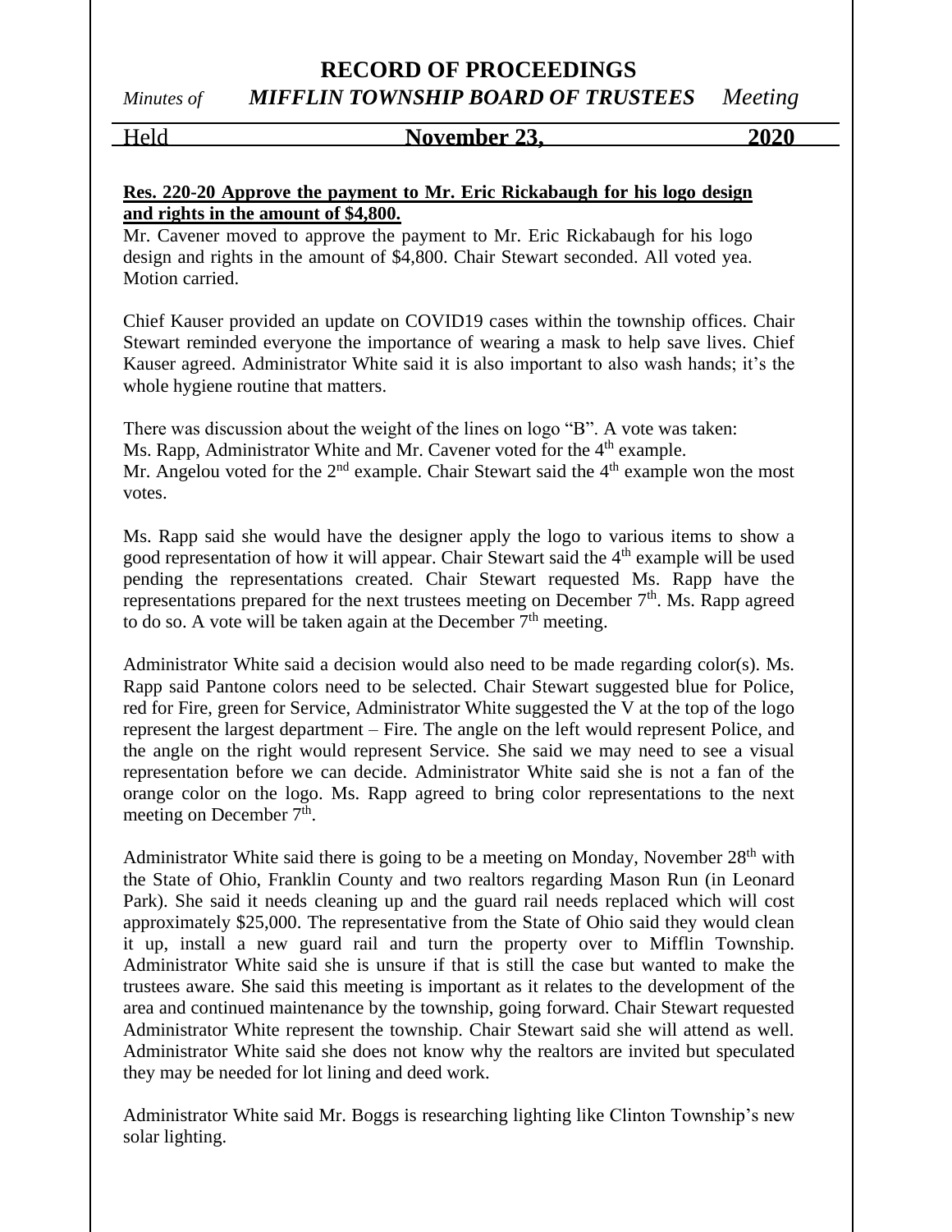**Res. 220-20 Approve the payment to Mr. Eric Rickabaugh for his logo design and rights in the amount of $4,800.**

Mr. Cavener moved to approve the payment to Mr. Eric Rickabaugh for his logo design and rights in the amount of $4,800. Chair Stewart seconded. All voted yea. Motion carried.

Chief Kauser provided an update on COVID19 cases within the township offices. Chair Stewart reminded everyone the importance of wearing a mask to help save lives. Chief Kauser agreed. Administrator White said it is also important to also wash hands; it's the whole hygiene routine that matters.

There was discussion about the weight of the lines on logo "B". A vote was taken:
Ms. Rapp, Administrator White and Mr. Cavener voted for the 4th example.
Mr. Angelou voted for the 2nd example. Chair Stewart said the 4th example won the most votes.

Ms. Rapp said she would have the designer apply the logo to various items to show a good representation of how it will appear. Chair Stewart said the 4th example will be used pending the representations created. Chair Stewart requested Ms. Rapp have the representations prepared for the next trustees meeting on December 7th. Ms. Rapp agreed to do so. A vote will be taken again at the December 7th meeting.

Administrator White said a decision would also need to be made regarding color(s). Ms. Rapp said Pantone colors need to be selected. Chair Stewart suggested blue for Police, red for Fire, green for Service, Administrator White suggested the V at the top of the logo represent the largest department – Fire. The angle on the left would represent Police, and the angle on the right would represent Service. She said we may need to see a visual representation before we can decide. Administrator White said she is not a fan of the orange color on the logo. Ms. Rapp agreed to bring color representations to the next meeting on December 7th.

Administrator White said there is going to be a meeting on Monday, November 28th with the State of Ohio, Franklin County and two realtors regarding Mason Run (in Leonard Park). She said it needs cleaning up and the guard rail needs replaced which will cost approximately $25,000. The representative from the State of Ohio said they would clean it up, install a new guard rail and turn the property over to Mifflin Township. Administrator White said she is unsure if that is still the case but wanted to make the trustees aware. She said this meeting is important as it relates to the development of the area and continued maintenance by the township, going forward. Chair Stewart requested Administrator White represent the township. Chair Stewart said she will attend as well. Administrator White said she does not know why the realtors are invited but speculated they may be needed for lot lining and deed work.

Administrator White said Mr. Boggs is researching lighting like Clinton Township's new solar lighting.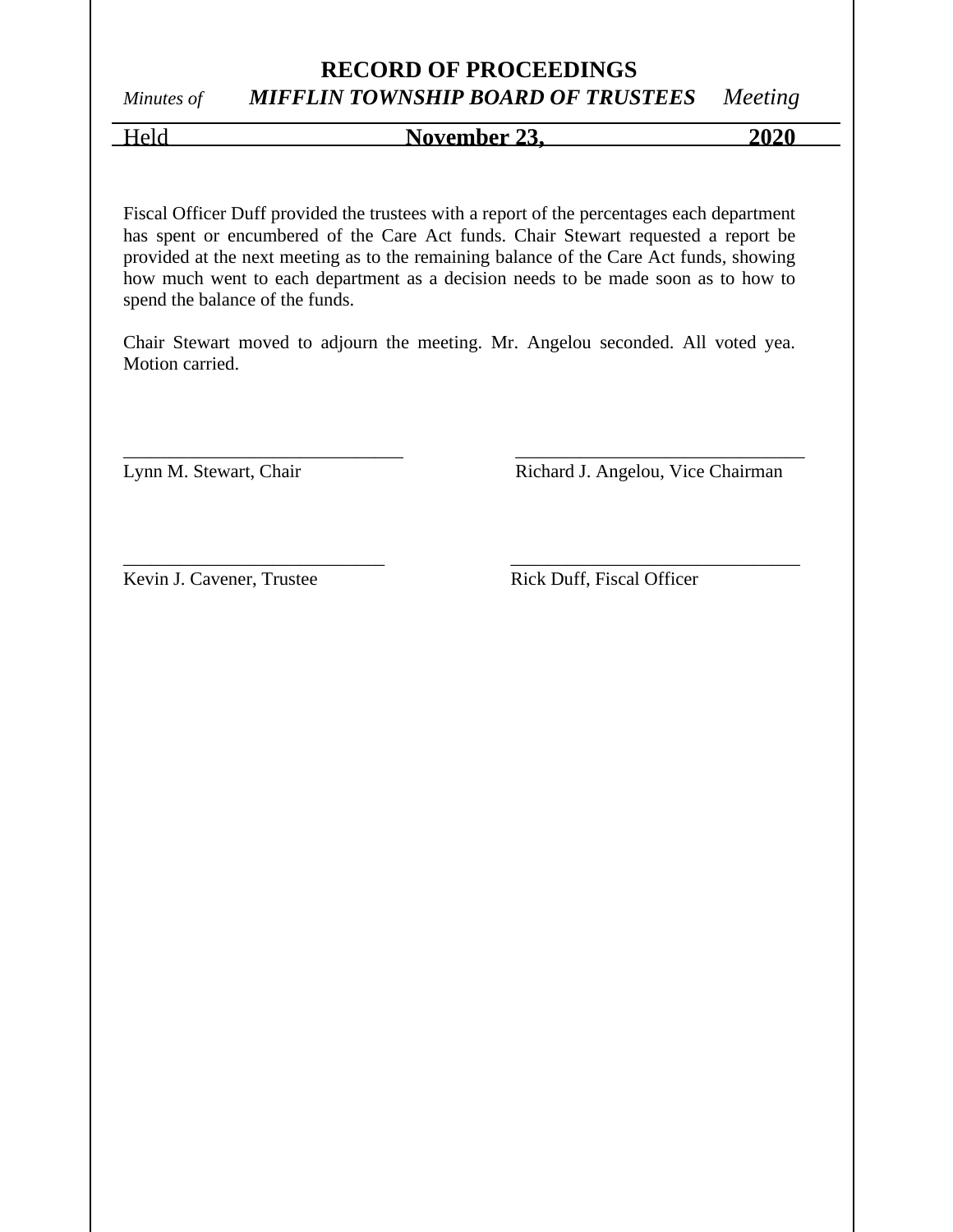Fiscal Officer Duff provided the trustees with a report of the percentages each department has spent or encumbered of the Care Act funds. Chair Stewart requested a report be provided at the next meeting as to the remaining balance of the Care Act funds, showing how much went to each department as a decision needs to be made soon as to how to spend the balance of the funds.

Chair Stewart moved to adjourn the meeting. Mr. Angelou seconded. All voted yea. Motion carried.

| | |
|---|---|
| ______________________________ | ______________________________ |
| Lynn M. Stewart, Chair | Richard J. Angelou, Vice Chairman |
| ______________________________ | ______________________________ |
| Kevin J. Cavener, Trustee | Rick Duff, Fiscal Officer |